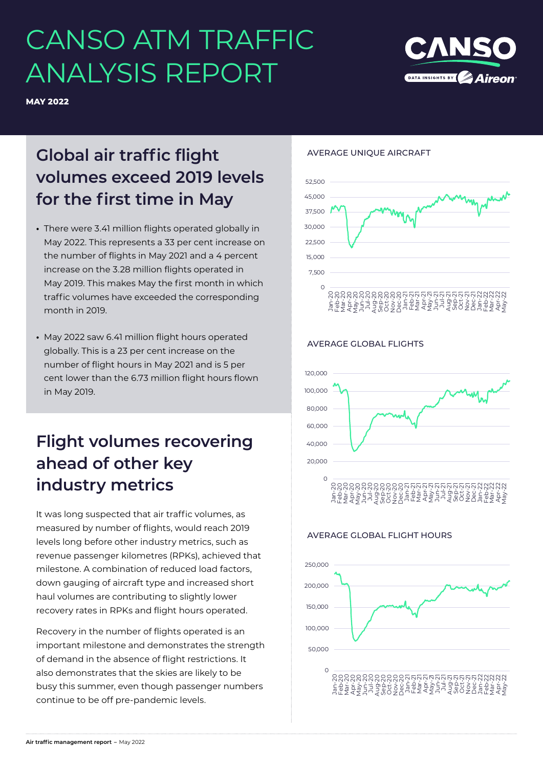# CANSO ATM TRAFFIC ANALYSIS REPORT

**MAY 2022**

## Global air traffic flight volumes exceed 2019 levels for the first time in May

- There were 3.41 million flights operated globally in May 2022. This represents a 33 per cent increase on the number of flights in May 2021 and a 4 percent increase on the 3.28 million flights operated in May 2019. This makes May the first month in which traffic volumes have exceeded the corresponding month in 2019.
- May 2022 saw 6.41 million flight hours operated globally. This is a 23 per cent increase on the number of flight hours in May 2021 and is 5 per cent lower than the 6.73 million flight hours flown in May 2019.

## Flight volumes recovering ahead of other key industry metrics

It was long suspected that air traffic volumes, as measured by number of flights, would reach 2019 levels long before other industry metrics, such as revenue passenger kilometres (RPKs), achieved that milestone. A combination of reduced load factors, down gauging of aircraft type and increased short haul volumes are contributing to slightly lower recovery rates in RPKs and flight hours operated.

Recovery in the number of flights operated is an important milestone and demonstrates the strength of demand in the absence of flight restrictions. It also demonstrates that the skies are likely to be busy this summer, even though passenger numbers continue to be off pre-pandemic levels.

AVERAGE UNIQUE AIRCRAFT

AVERAGE GLOBAL FLIGHTS

AVERAGE GLOBAL FLIGHT HOURS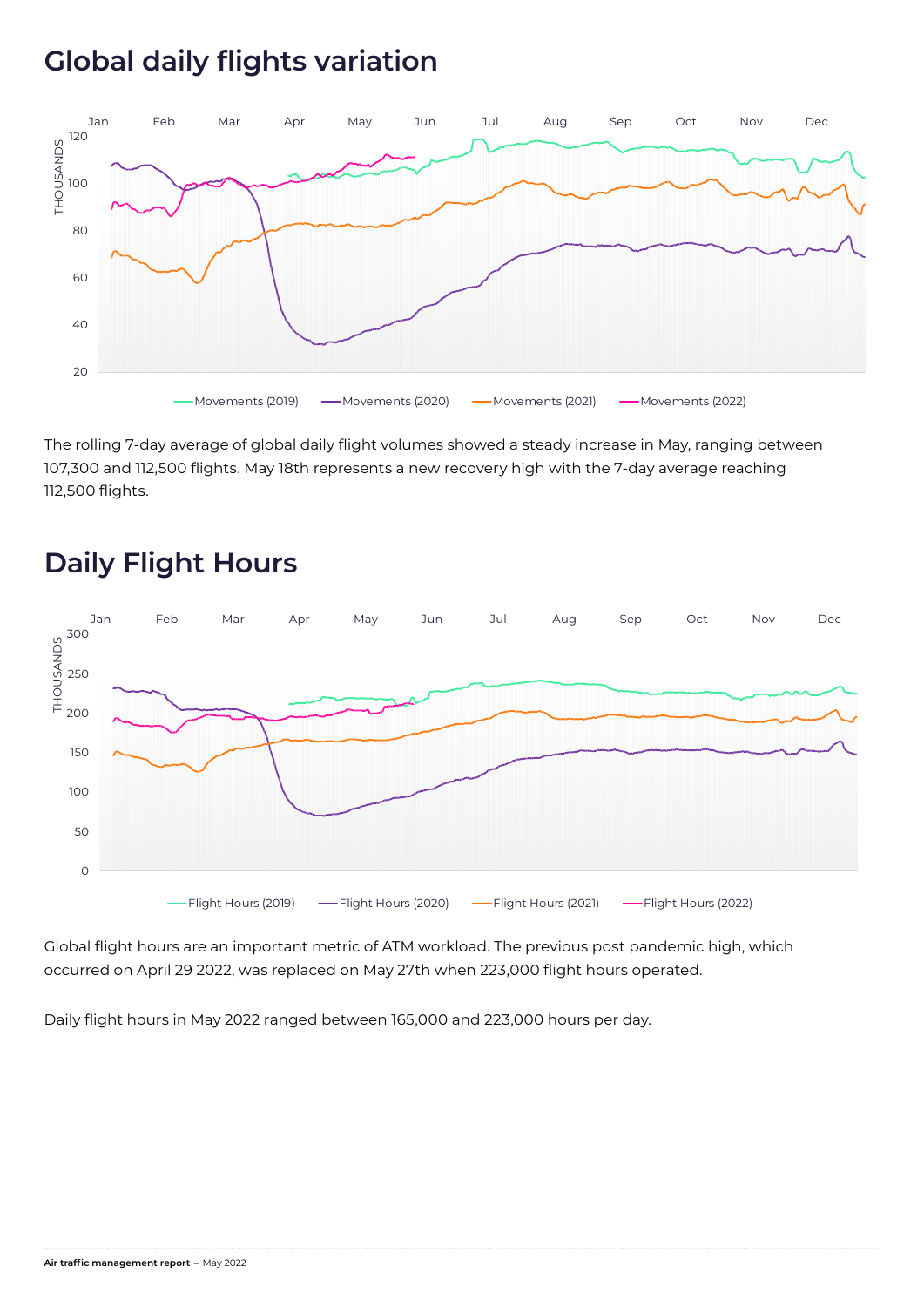## Global daily flights variation

The rolling 7-day average of global daily flight volumes showed a steady increase in May, ranging between 107,300 and 112,500 flights. May 18th represents a new recovery high with the 7-day average reaching 112,500 flights.

## Daily Flight Hours

Global flight hours are an important metric of ATM workload. The previous post pandemic high, which occurred on April 29 2022, was replaced on May 27th when 223,000 flight hours operated.

Daily flight hours in May 2022 ranged between 165,000 and 223,000 hours per day.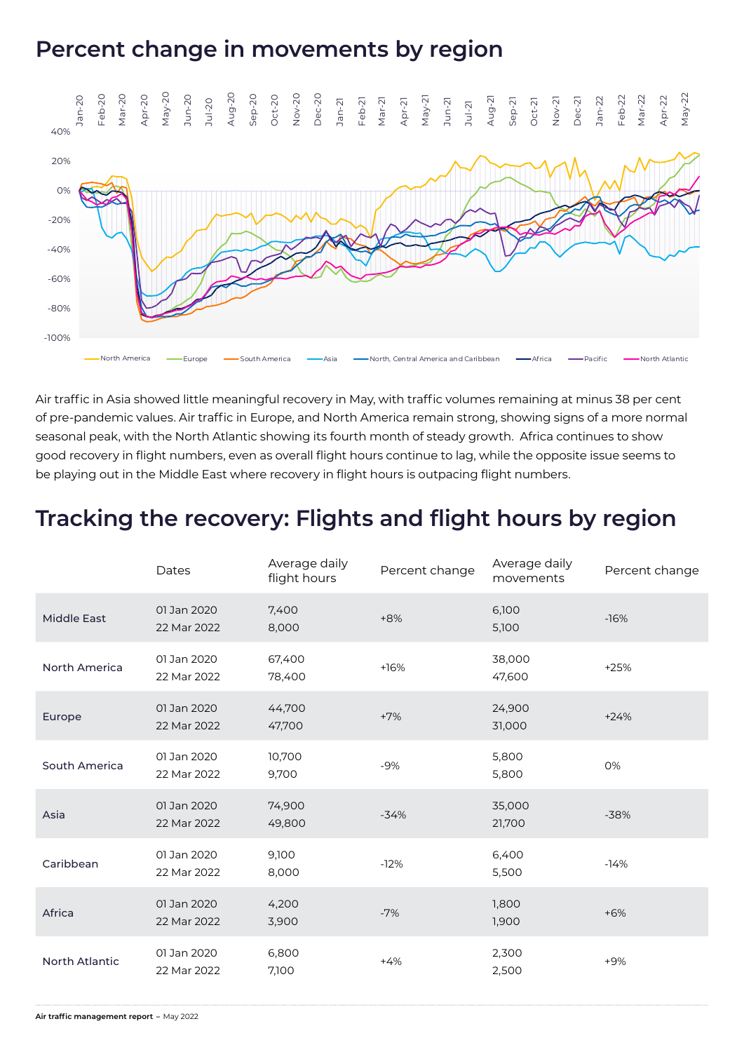## Percent change in movements by region

Air traffic in Asia showed little meaningful recovery in May, with traffic volumes remaining at minus 38 per cent of pre-pandemic values. Air traffic in Europe, and North America remain strong, showing signs of a more normal seasonal peak, with the North Atlantic showing its fourth month of steady growth. Africa continues to show good recovery in flight numbers, even as overall flight hours continue to lag, while the opposite issue seems to be playing out in the Middle East where recovery in flight hours is outpacing flight numbers.

## Tracking the recovery: Flights and flight hours by region

| | Dates | Average daily flight hours | Percent change | Average daily movements | Percent change |
|---|---|---|---|---|---|
| Middle East | 01 Jan 2020<br>22 Mar 2022 | 7,400<br>8,000 | +8% | 6,100<br>5,100 | -16% |
| North America | 01 Jan 2020<br>22 Mar 2022 | 67,400<br>78,400 | +16% | 38,000<br>47,600 | +25% |
| Europe | 01 Jan 2020<br>22 Mar 2022 | 44,700<br>47,700 | +7% | 24,900<br>31,000 | +24% |
| South America | 01 Jan 2020<br>22 Mar 2022 | 10,700<br>9,700 | -9% | 5,800<br>5,800 | 0% |
| Asia | 01 Jan 2020<br>22 Mar 2022 | 74,900<br>49,800 | -34% | 35,000<br>21,700 | -38% |
| Caribbean | 01 Jan 2020<br>22 Mar 2022 | 9,100<br>8,000 | -12% | 6,400<br>5,500 | -14% |
| Africa | 01 Jan 2020<br>22 Mar 2022 | 4,200<br>3,900 | -7% | 1,800<br>1,900 | +6% |
| North Atlantic | 01 Jan 2020<br>22 Mar 2022 | 6,800<br>7,100 | +4% | 2,300<br>2,500 | +9% |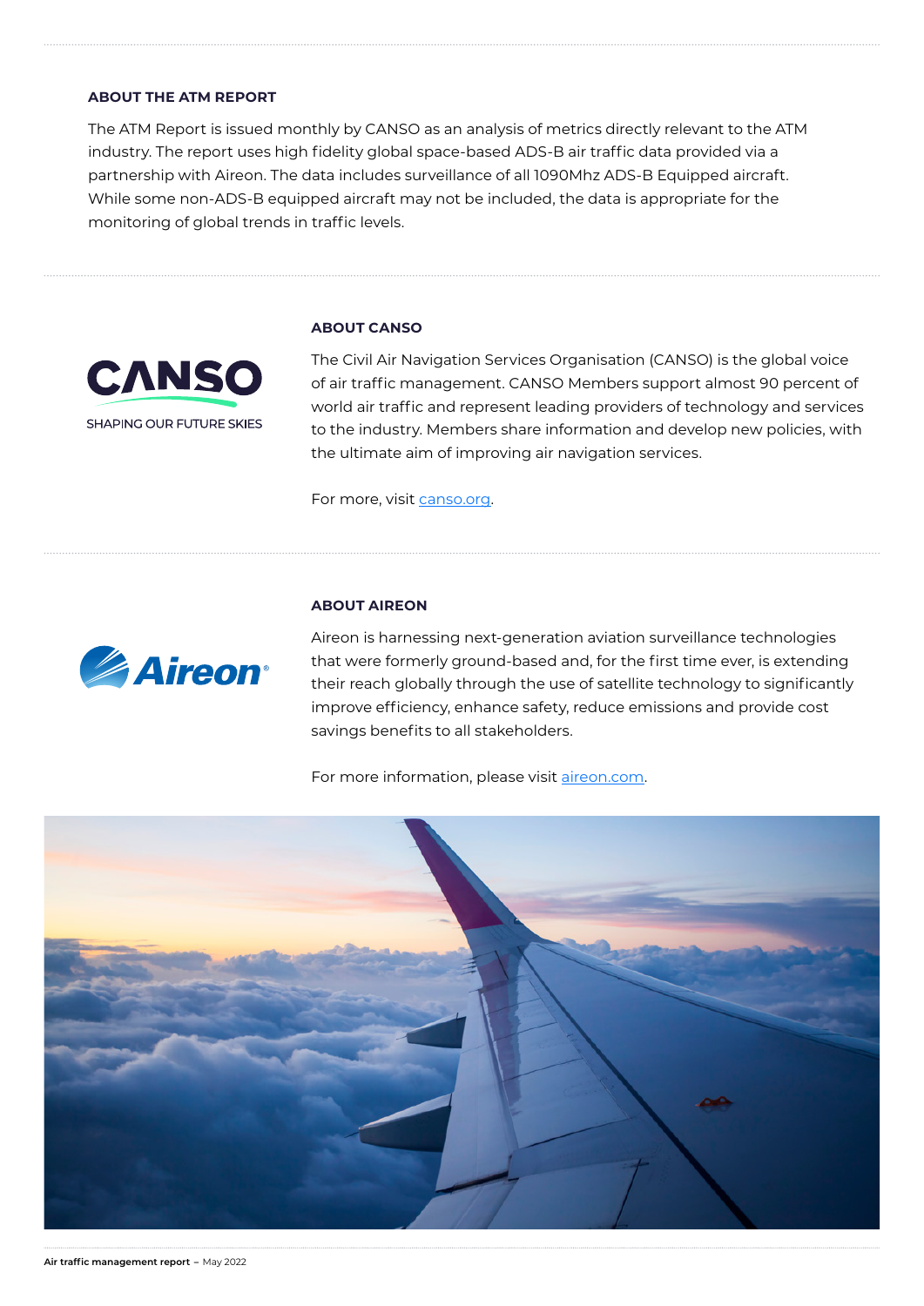### ABOUT THE ATM REPORT

The ATM Report is issued monthly by CANSO as an analysis of metrics directly relevant to the ATM industry. The report uses high fidelity global space-based ADS-B air traffic data provided via a partnership with Aireon. The data includes surveillance of all 1090Mhz ADS-B Equipped aircraft. While some non-ADS-B equipped aircraft may not be included, the data is appropriate for the monitoring of global trends in traffic levels.

CANSO
SHAPING OUR FUTURE SKIES

### ABOUT CANSO

The Civil Air Navigation Services Organisation (CANSO) is the global voice of air traffic management. CANSO Members support almost 90 percent of world air traffic and represent leading providers of technology and services to the industry. Members share information and develop new policies, with the ultimate aim of improving air navigation services.

For more, visit canso.org.

Aireon®

### ABOUT AIREON

Aireon is harnessing next-generation aviation surveillance technologies that were formerly ground-based and, for the first time ever, is extending their reach globally through the use of satellite technology to significantly improve efficiency, enhance safety, reduce emissions and provide cost savings benefits to all stakeholders.

For more information, please visit aireon.com.